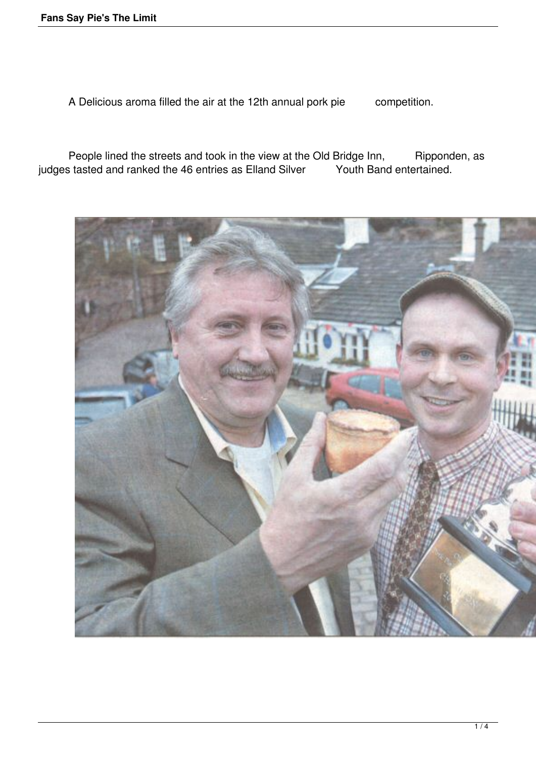A Delicious aroma filled the air at the 12th annual pork pie competition.

People lined the streets and took in the view at the Old Bridge Inn, Ripponden, as judges tasted and ranked the 46 entries as Elland Silver Youth Band entertained.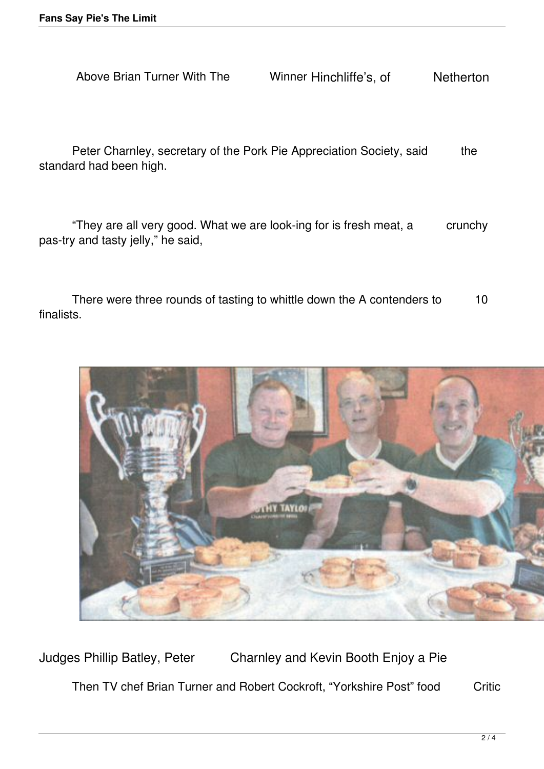Above Brian Turner With The Winner Hinchliffe's, of Netherton

Peter Charnley, secretary of the Pork Pie Appreciation Society, said the standard had been high.

"They are all very good. What we are look-ing for is fresh meat, a crunchy pas-try and tasty jelly," he said,

There were three rounds of tasting to whittle down the A contenders to 10 finalists.

Judges Phillip Batley, Peter Charnley and Kevin Booth Enjoy a Pie

Then TV chef Brian Turner and Robert Cockroft, "Yorkshire Post" food Critic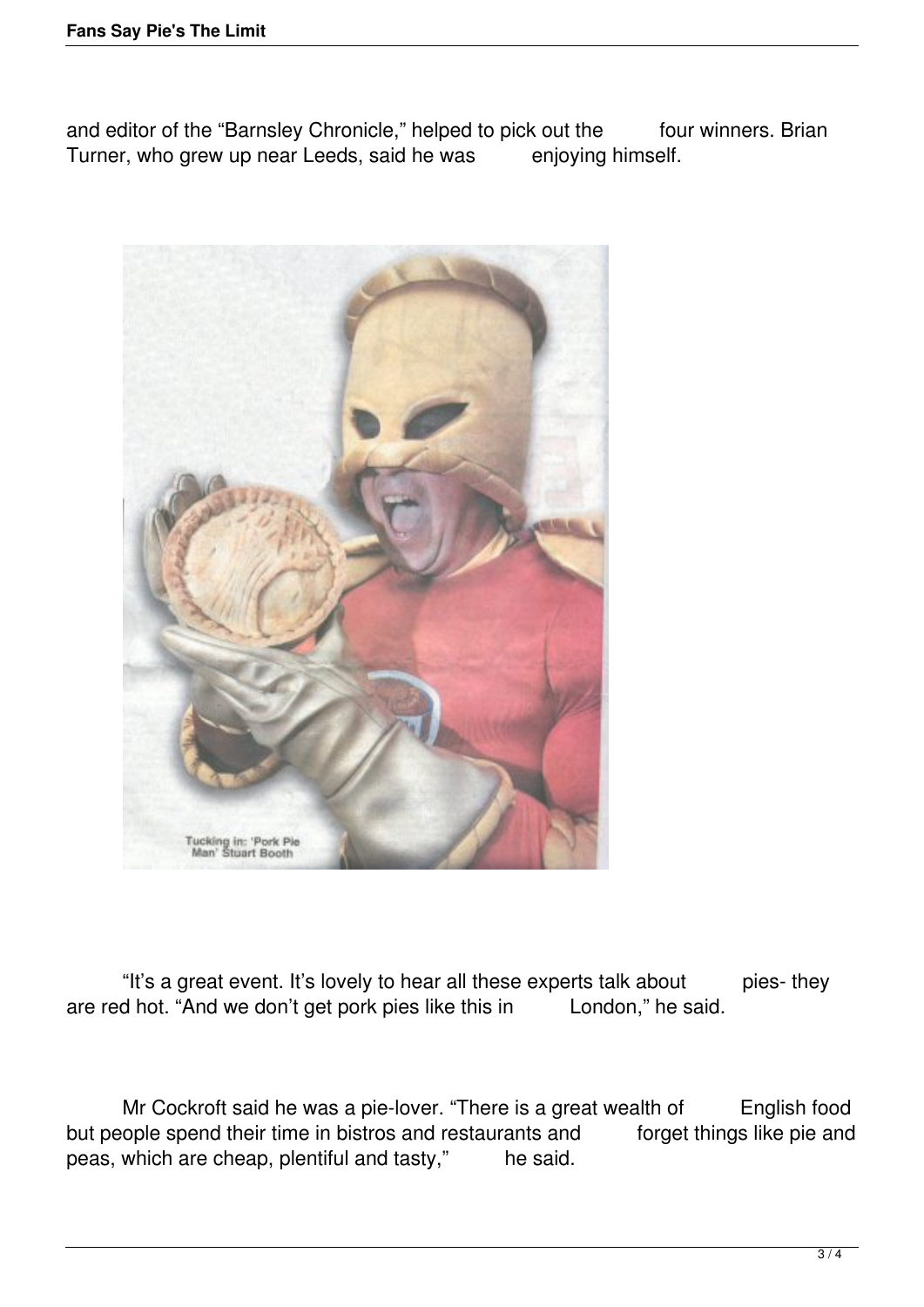and editor of the "Barnsley Chronicle," helped to pick out the four winners. Brian Turner, who grew up near Leeds, said he was enjoying himself.

Tucking in: 'Pork Pie Man' Stuart Booth

"It's a great event. It's lovely to hear all these experts talk about pies- they are red hot. "And we don't get pork pies like this in London," he said.

Mr Cockroft said he was a pie-lover. "There is a great wealth of English food but people spend their time in bistros and restaurants and forget things like pie and peas, which are cheap, plentiful and tasty," he said.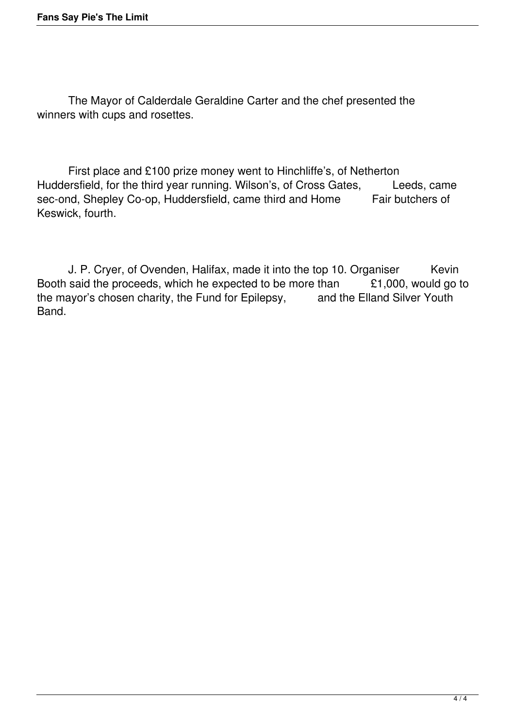The Mayor of Calderdale Geraldine Carter and the chef presented the winners with cups and rosettes.

First place and £100 prize money went to Hinchliffe's, of Netherton Huddersfield, for the third year running. Wilson's, of Cross Gates, Leeds, came sec-ond, Shepley Co-op, Huddersfield, came third and Home Fair butchers of Keswick, fourth.

J. P. Cryer, of Ovenden, Halifax, made it into the top 10. Organiser Kevin Booth said the proceeds, which he expected to be more than £1,000, would go to the mayor's chosen charity, the Fund for Epilepsy, and the Elland Silver Youth Band.